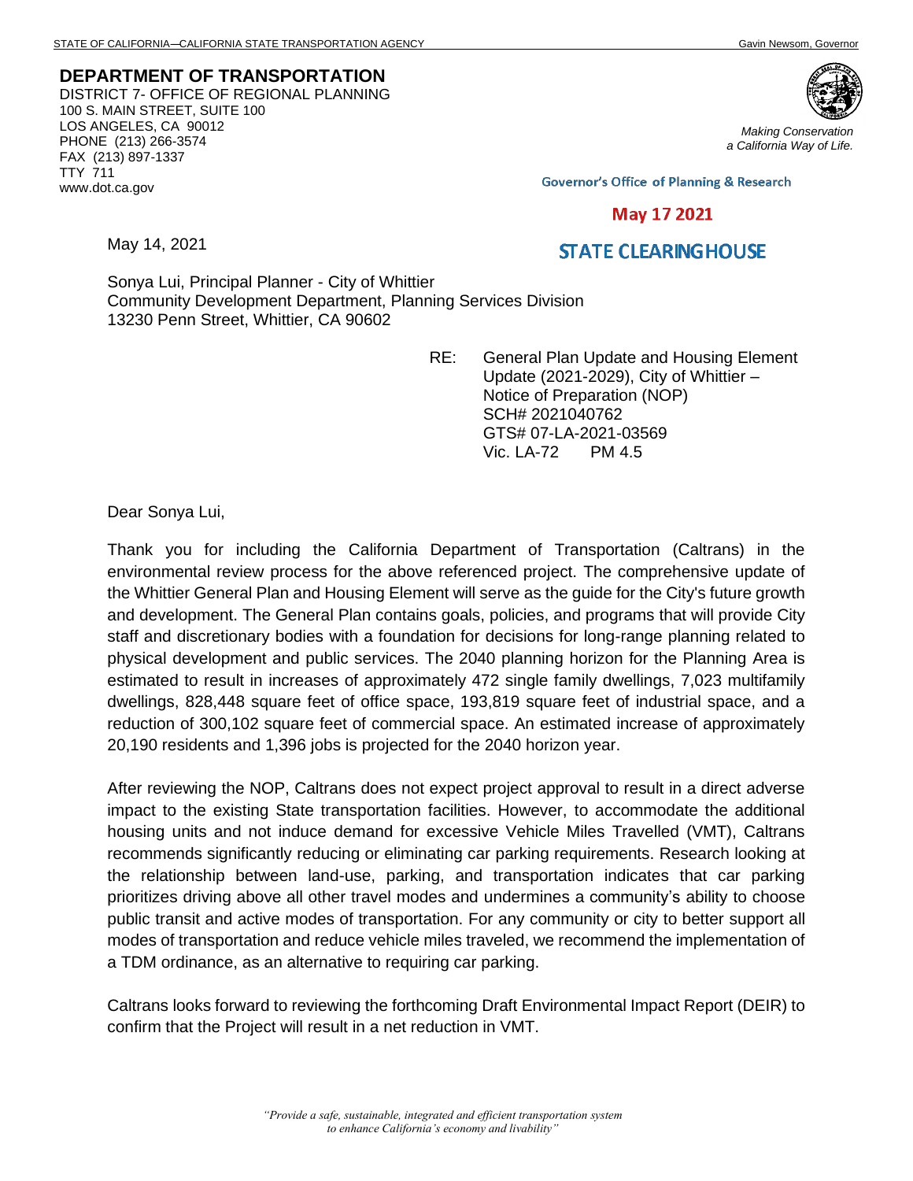STATE OF CALIFORNIA—CALIFORNIA STATE TRANSPORTATION AGENCY Gavin Newsom, Governor

**DEPARTMENT OF TRANSPORTATION**
DISTRICT 7- OFFICE OF REGIONAL PLANNING
100 S. MAIN STREET, SUITE 100
LOS ANGELES, CA 90012
PHONE (213) 266-3574
FAX (213) 897-1337
TTY 711
www.dot.ca.gov

*Making Conservation a California Way of Life.*

Governor's Office of Planning & Research

May 17 2021

STATE CLEARINGHOUSE

May 14, 2021

Sonya Lui, Principal Planner - City of Whittier
Community Development Department, Planning Services Division
13230 Penn Street, Whittier, CA 90602

RE: General Plan Update and Housing Element Update (2021-2029), City of Whittier – Notice of Preparation (NOP)
SCH# 2021040762
GTS# 07-LA-2021-03569
Vic. LA-72 PM 4.5

Dear Sonya Lui,

Thank you for including the California Department of Transportation (Caltrans) in the environmental review process for the above referenced project. The comprehensive update of the Whittier General Plan and Housing Element will serve as the guide for the City's future growth and development. The General Plan contains goals, policies, and programs that will provide City staff and discretionary bodies with a foundation for decisions for long-range planning related to physical development and public services. The 2040 planning horizon for the Planning Area is estimated to result in increases of approximately 472 single family dwellings, 7,023 multifamily dwellings, 828,448 square feet of office space, 193,819 square feet of industrial space, and a reduction of 300,102 square feet of commercial space. An estimated increase of approximately 20,190 residents and 1,396 jobs is projected for the 2040 horizon year.

After reviewing the NOP, Caltrans does not expect project approval to result in a direct adverse impact to the existing State transportation facilities. However, to accommodate the additional housing units and not induce demand for excessive Vehicle Miles Travelled (VMT), Caltrans recommends significantly reducing or eliminating car parking requirements. Research looking at the relationship between land-use, parking, and transportation indicates that car parking prioritizes driving above all other travel modes and undermines a community's ability to choose public transit and active modes of transportation. For any community or city to better support all modes of transportation and reduce vehicle miles traveled, we recommend the implementation of a TDM ordinance, as an alternative to requiring car parking.

Caltrans looks forward to reviewing the forthcoming Draft Environmental Impact Report (DEIR) to confirm that the Project will result in a net reduction in VMT.

*"Provide a safe, sustainable, integrated and efficient transportation system to enhance California's economy and livability"*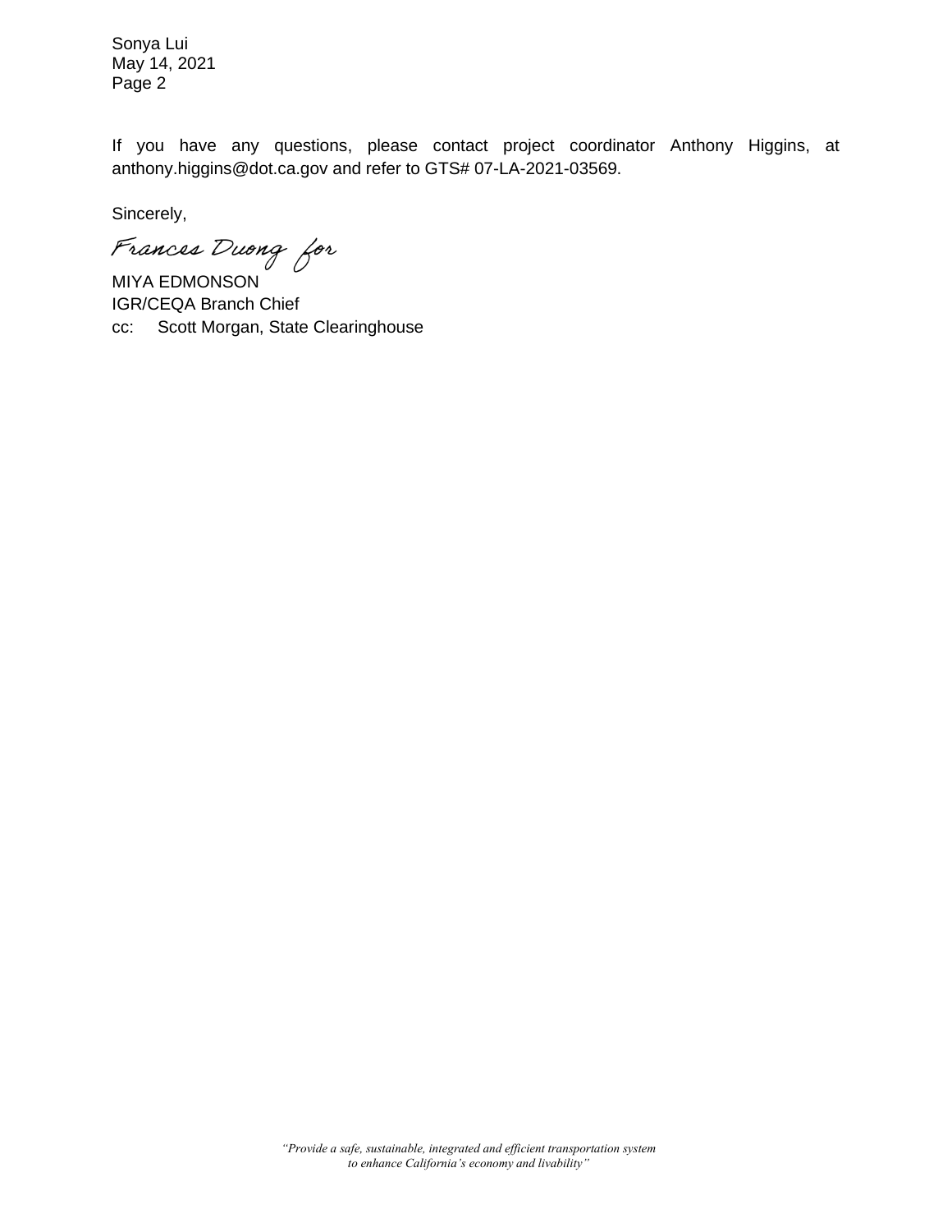If you have any questions, please contact project coordinator Anthony Higgins, at anthony.higgins@dot.ca.gov and refer to GTS# 07-LA-2021-03569.

Sincerely,

*Frances Duong for*

MIYA EDMONSON
IGR/CEQA Branch Chief

cc: Scott Morgan, State Clearinghouse